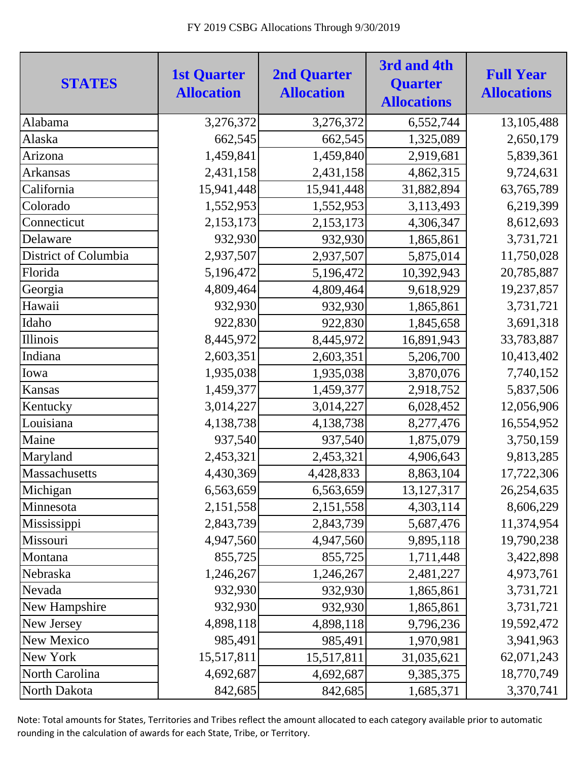FY 2019 CSBG Allocations Through 9/30/2019

| STATES | 1st Quarter Allocation | 2nd Quarter Allocation | 3rd and 4th Quarter Allocations | Full Year Allocations |
|---|---|---|---|---|
| Alabama | 3,276,372 | 3,276,372 | 6,552,744 | 13,105,488 |
| Alaska | 662,545 | 662,545 | 1,325,089 | 2,650,179 |
| Arizona | 1,459,841 | 1,459,840 | 2,919,681 | 5,839,361 |
| Arkansas | 2,431,158 | 2,431,158 | 4,862,315 | 9,724,631 |
| California | 15,941,448 | 15,941,448 | 31,882,894 | 63,765,789 |
| Colorado | 1,552,953 | 1,552,953 | 3,113,493 | 6,219,399 |
| Connecticut | 2,153,173 | 2,153,173 | 4,306,347 | 8,612,693 |
| Delaware | 932,930 | 932,930 | 1,865,861 | 3,731,721 |
| District of Columbia | 2,937,507 | 2,937,507 | 5,875,014 | 11,750,028 |
| Florida | 5,196,472 | 5,196,472 | 10,392,943 | 20,785,887 |
| Georgia | 4,809,464 | 4,809,464 | 9,618,929 | 19,237,857 |
| Hawaii | 932,930 | 932,930 | 1,865,861 | 3,731,721 |
| Idaho | 922,830 | 922,830 | 1,845,658 | 3,691,318 |
| Illinois | 8,445,972 | 8,445,972 | 16,891,943 | 33,783,887 |
| Indiana | 2,603,351 | 2,603,351 | 5,206,700 | 10,413,402 |
| Iowa | 1,935,038 | 1,935,038 | 3,870,076 | 7,740,152 |
| Kansas | 1,459,377 | 1,459,377 | 2,918,752 | 5,837,506 |
| Kentucky | 3,014,227 | 3,014,227 | 6,028,452 | 12,056,906 |
| Louisiana | 4,138,738 | 4,138,738 | 8,277,476 | 16,554,952 |
| Maine | 937,540 | 937,540 | 1,875,079 | 3,750,159 |
| Maryland | 2,453,321 | 2,453,321 | 4,906,643 | 9,813,285 |
| Massachusetts | 4,430,369 | 4,428,833 | 8,863,104 | 17,722,306 |
| Michigan | 6,563,659 | 6,563,659 | 13,127,317 | 26,254,635 |
| Minnesota | 2,151,558 | 2,151,558 | 4,303,114 | 8,606,229 |
| Mississippi | 2,843,739 | 2,843,739 | 5,687,476 | 11,374,954 |
| Missouri | 4,947,560 | 4,947,560 | 9,895,118 | 19,790,238 |
| Montana | 855,725 | 855,725 | 1,711,448 | 3,422,898 |
| Nebraska | 1,246,267 | 1,246,267 | 2,481,227 | 4,973,761 |
| Nevada | 932,930 | 932,930 | 1,865,861 | 3,731,721 |
| New Hampshire | 932,930 | 932,930 | 1,865,861 | 3,731,721 |
| New Jersey | 4,898,118 | 4,898,118 | 9,796,236 | 19,592,472 |
| New Mexico | 985,491 | 985,491 | 1,970,981 | 3,941,963 |
| New York | 15,517,811 | 15,517,811 | 31,035,621 | 62,071,243 |
| North Carolina | 4,692,687 | 4,692,687 | 9,385,375 | 18,770,749 |
| North Dakota | 842,685 | 842,685 | 1,685,371 | 3,370,741 |

Note: Total amounts for States, Territories and Tribes reflect the amount allocated to each category available prior to automatic rounding in the calculation of awards for each State, Tribe, or Territory.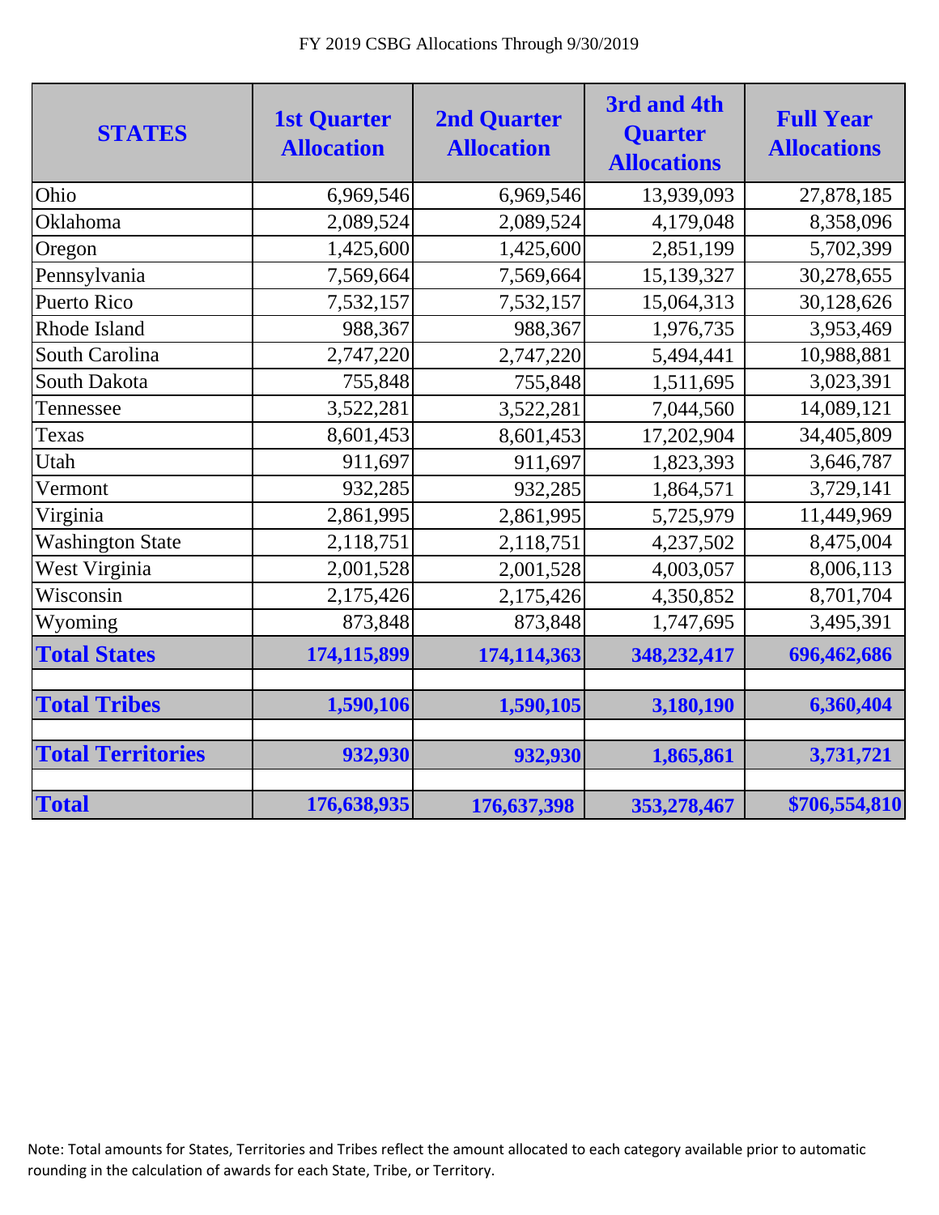FY 2019 CSBG Allocations Through 9/30/2019

| STATES | 1st Quarter Allocation | 2nd Quarter Allocation | 3rd and 4th Quarter Allocations | Full Year Allocations |
|---|---|---|---|---|
| Ohio | 6,969,546 | 6,969,546 | 13,939,093 | 27,878,185 |
| Oklahoma | 2,089,524 | 2,089,524 | 4,179,048 | 8,358,096 |
| Oregon | 1,425,600 | 1,425,600 | 2,851,199 | 5,702,399 |
| Pennsylvania | 7,569,664 | 7,569,664 | 15,139,327 | 30,278,655 |
| Puerto Rico | 7,532,157 | 7,532,157 | 15,064,313 | 30,128,626 |
| Rhode Island | 988,367 | 988,367 | 1,976,735 | 3,953,469 |
| South Carolina | 2,747,220 | 2,747,220 | 5,494,441 | 10,988,881 |
| South Dakota | 755,848 | 755,848 | 1,511,695 | 3,023,391 |
| Tennessee | 3,522,281 | 3,522,281 | 7,044,560 | 14,089,121 |
| Texas | 8,601,453 | 8,601,453 | 17,202,904 | 34,405,809 |
| Utah | 911,697 | 911,697 | 1,823,393 | 3,646,787 |
| Vermont | 932,285 | 932,285 | 1,864,571 | 3,729,141 |
| Virginia | 2,861,995 | 2,861,995 | 5,725,979 | 11,449,969 |
| Washington State | 2,118,751 | 2,118,751 | 4,237,502 | 8,475,004 |
| West Virginia | 2,001,528 | 2,001,528 | 4,003,057 | 8,006,113 |
| Wisconsin | 2,175,426 | 2,175,426 | 4,350,852 | 8,701,704 |
| Wyoming | 873,848 | 873,848 | 1,747,695 | 3,495,391 |
| **Total States** | **174,115,899** | **174,114,363** | **348,232,417** | **696,462,686** |
| | | | | |
| **Total Tribes** | **1,590,106** | **1,590,105** | **3,180,190** | **6,360,404** |
| | | | | |
| **Total Territories** | **932,930** | **932,930** | **1,865,861** | **3,731,721** |
| | | | | |
| **Total** | **176,638,935** | **176,637,398** | **353,278,467** | **$706,554,810** |

Note: Total amounts for States, Territories and Tribes reflect the amount allocated to each category available prior to automatic rounding in the calculation of awards for each State, Tribe, or Territory.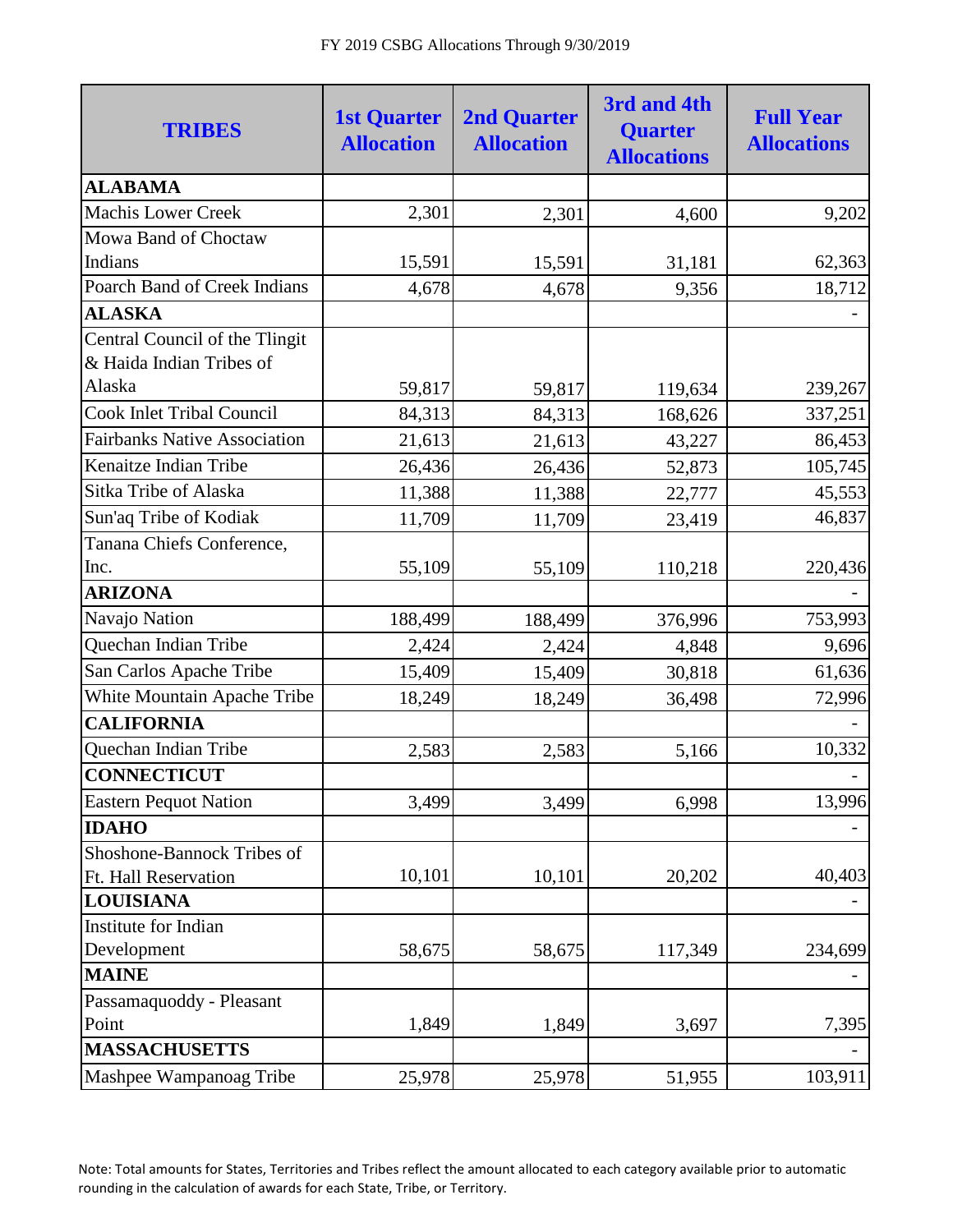FY 2019 CSBG Allocations Through 9/30/2019

| TRIBES | 1st Quarter Allocation | 2nd Quarter Allocation | 3rd and 4th Quarter Allocations | Full Year Allocations |
|---|---|---|---|---|
| **ALABAMA** | | | | |
| Machis Lower Creek | 2,301 | 2,301 | 4,600 | 9,202 |
| Mowa Band of Choctaw Indians | 15,591 | 15,591 | 31,181 | 62,363 |
| Poarch Band of Creek Indians | 4,678 | 4,678 | 9,356 | 18,712 |
| **ALASKA** | | | | - |
| Central Council of the Tlingit & Haida Indian Tribes of Alaska | 59,817 | 59,817 | 119,634 | 239,267 |
| Cook Inlet Tribal Council | 84,313 | 84,313 | 168,626 | 337,251 |
| Fairbanks Native Association | 21,613 | 21,613 | 43,227 | 86,453 |
| Kenaitze Indian Tribe | 26,436 | 26,436 | 52,873 | 105,745 |
| Sitka Tribe of Alaska | 11,388 | 11,388 | 22,777 | 45,553 |
| Sun'aq Tribe of Kodiak | 11,709 | 11,709 | 23,419 | 46,837 |
| Tanana Chiefs Conference, Inc. | 55,109 | 55,109 | 110,218 | 220,436 |
| **ARIZONA** | | | | - |
| Navajo Nation | 188,499 | 188,499 | 376,996 | 753,993 |
| Quechan Indian Tribe | 2,424 | 2,424 | 4,848 | 9,696 |
| San Carlos Apache Tribe | 15,409 | 15,409 | 30,818 | 61,636 |
| White Mountain Apache Tribe | 18,249 | 18,249 | 36,498 | 72,996 |
| **CALIFORNIA** | | | | - |
| Quechan Indian Tribe | 2,583 | 2,583 | 5,166 | 10,332 |
| **CONNECTICUT** | | | | - |
| Eastern Pequot Nation | 3,499 | 3,499 | 6,998 | 13,996 |
| **IDAHO** | | | | - |
| Shoshone-Bannock Tribes of Ft. Hall Reservation | 10,101 | 10,101 | 20,202 | 40,403 |
| **LOUISIANA** | | | | - |
| Institute for Indian Development | 58,675 | 58,675 | 117,349 | 234,699 |
| **MAINE** | | | | - |
| Passamaquoddy - Pleasant Point | 1,849 | 1,849 | 3,697 | 7,395 |
| **MASSACHUSETTS** | | | | - |
| Mashpee Wampanoag Tribe | 25,978 | 25,978 | 51,955 | 103,911 |

Note: Total amounts for States, Territories and Tribes reflect the amount allocated to each category available prior to automatic rounding in the calculation of awards for each State, Tribe, or Territory.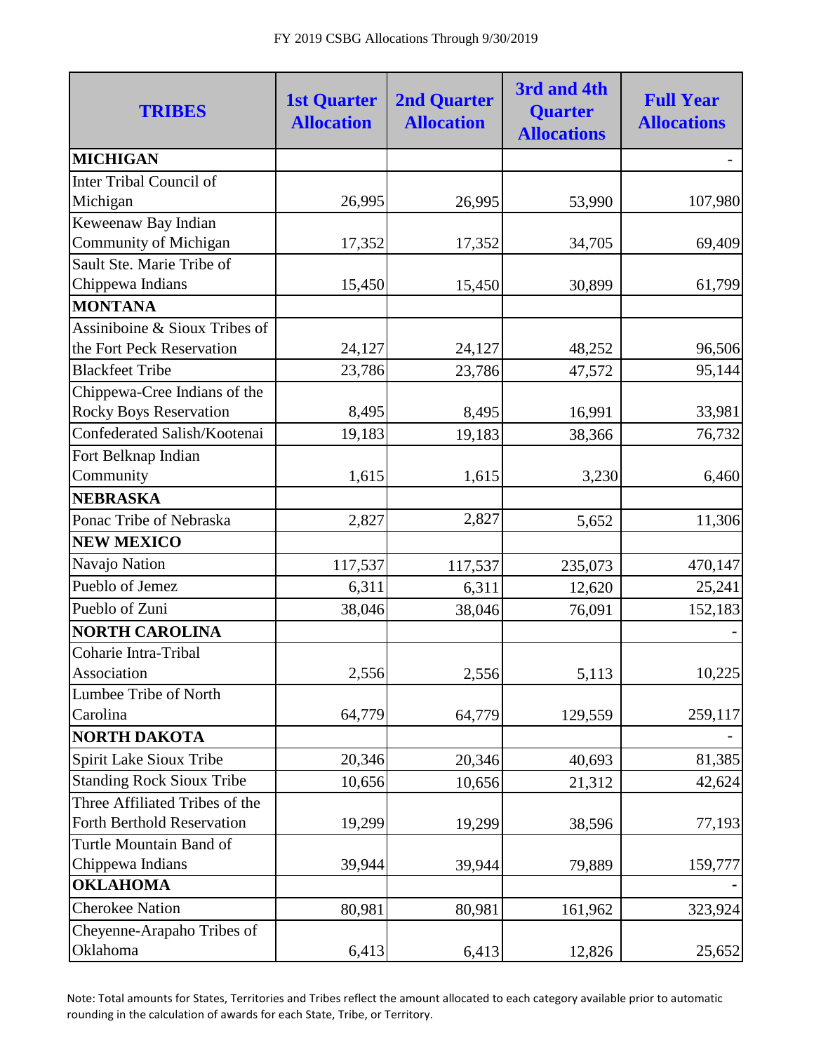FY 2019 CSBG Allocations Through 9/30/2019

| TRIBES | 1st Quarter Allocation | 2nd Quarter Allocation | 3rd and 4th Quarter Allocations | Full Year Allocations |
|---|---|---|---|---|
| **MICHIGAN** | | | | - |
| Inter Tribal Council of Michigan | 26,995 | 26,995 | 53,990 | 107,980 |
| Keweenaw Bay Indian Community of Michigan | 17,352 | 17,352 | 34,705 | 69,409 |
| Sault Ste. Marie Tribe of Chippewa Indians | 15,450 | 15,450 | 30,899 | 61,799 |
| **MONTANA** | | | | |
| Assiniboine & Sioux Tribes of the Fort Peck Reservation | 24,127 | 24,127 | 48,252 | 96,506 |
| Blackfeet Tribe | 23,786 | 23,786 | 47,572 | 95,144 |
| Chippewa-Cree Indians of the Rocky Boys Reservation | 8,495 | 8,495 | 16,991 | 33,981 |
| Confederated Salish/Kootenai | 19,183 | 19,183 | 38,366 | 76,732 |
| Fort Belknap Indian Community | 1,615 | 1,615 | 3,230 | 6,460 |
| **NEBRASKA** | | | | |
| Ponac Tribe of Nebraska | 2,827 | 2,827 | 5,652 | 11,306 |
| **NEW MEXICO** | | | | |
| Navajo Nation | 117,537 | 117,537 | 235,073 | 470,147 |
| Pueblo of Jemez | 6,311 | 6,311 | 12,620 | 25,241 |
| Pueblo of Zuni | 38,046 | 38,046 | 76,091 | 152,183 |
| **NORTH CAROLINA** | | | | - |
| Coharie Intra-Tribal Association | 2,556 | 2,556 | 5,113 | 10,225 |
| Lumbee Tribe of North Carolina | 64,779 | 64,779 | 129,559 | 259,117 |
| **NORTH DAKOTA** | | | | - |
| Spirit Lake Sioux Tribe | 20,346 | 20,346 | 40,693 | 81,385 |
| Standing Rock Sioux Tribe | 10,656 | 10,656 | 21,312 | 42,624 |
| Three Affiliated Tribes of the Forth Berthold Reservation | 19,299 | 19,299 | 38,596 | 77,193 |
| Turtle Mountain Band of Chippewa Indians | 39,944 | 39,944 | 79,889 | 159,777 |
| **OKLAHOMA** | | | | - |
| Cherokee Nation | 80,981 | 80,981 | 161,962 | 323,924 |
| Cheyenne-Arapaho Tribes of Oklahoma | 6,413 | 6,413 | 12,826 | 25,652 |

Note: Total amounts for States, Territories and Tribes reflect the amount allocated to each category available prior to automatic rounding in the calculation of awards for each State, Tribe, or Territory.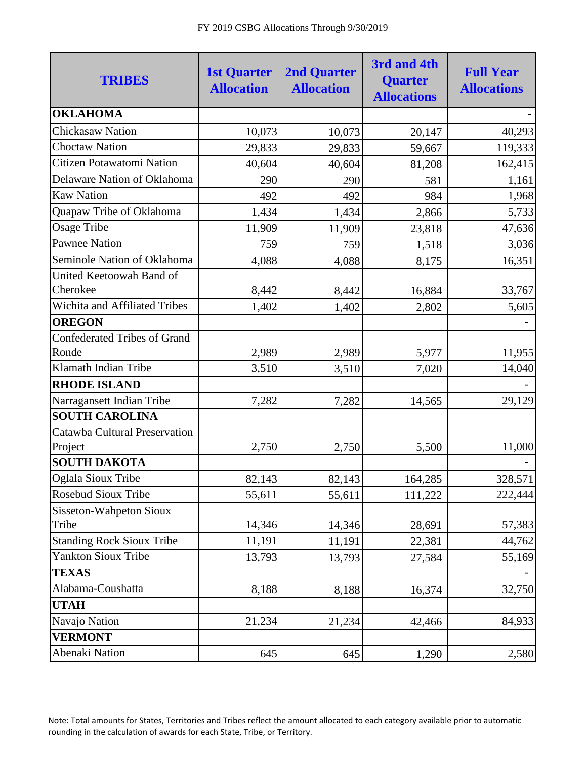FY 2019 CSBG Allocations Through 9/30/2019

| TRIBES | 1st Quarter Allocation | 2nd Quarter Allocation | 3rd and 4th Quarter Allocations | Full Year Allocations |
|---|---|---|---|---|
| **OKLAHOMA** | | | | - |
| Chickasaw Nation | 10,073 | 10,073 | 20,147 | 40,293 |
| Choctaw Nation | 29,833 | 29,833 | 59,667 | 119,333 |
| Citizen Potawatomi Nation | 40,604 | 40,604 | 81,208 | 162,415 |
| Delaware Nation of Oklahoma | 290 | 290 | 581 | 1,161 |
| Kaw Nation | 492 | 492 | 984 | 1,968 |
| Quapaw Tribe of Oklahoma | 1,434 | 1,434 | 2,866 | 5,733 |
| Osage Tribe | 11,909 | 11,909 | 23,818 | 47,636 |
| Pawnee Nation | 759 | 759 | 1,518 | 3,036 |
| Seminole Nation of Oklahoma | 4,088 | 4,088 | 8,175 | 16,351 |
| United Keetoowah Band of Cherokee | 8,442 | 8,442 | 16,884 | 33,767 |
| Wichita and Affiliated Tribes | 1,402 | 1,402 | 2,802 | 5,605 |
| **OREGON** | | | | - |
| Confederated Tribes of Grand Ronde | 2,989 | 2,989 | 5,977 | 11,955 |
| Klamath Indian Tribe | 3,510 | 3,510 | 7,020 | 14,040 |
| **RHODE ISLAND** | | | | - |
| Narragansett Indian Tribe | 7,282 | 7,282 | 14,565 | 29,129 |
| **SOUTH CAROLINA** | | | | |
| Catawba Cultural Preservation Project | 2,750 | 2,750 | 5,500 | 11,000 |
| **SOUTH DAKOTA** | | | | - |
| Oglala Sioux Tribe | 82,143 | 82,143 | 164,285 | 328,571 |
| Rosebud Sioux Tribe | 55,611 | 55,611 | 111,222 | 222,444 |
| Sisseton-Wahpeton Sioux Tribe | 14,346 | 14,346 | 28,691 | 57,383 |
| Standing Rock Sioux Tribe | 11,191 | 11,191 | 22,381 | 44,762 |
| Yankton Sioux Tribe | 13,793 | 13,793 | 27,584 | 55,169 |
| **TEXAS** | | | | - |
| Alabama-Coushatta | 8,188 | 8,188 | 16,374 | 32,750 |
| **UTAH** | | | | |
| Navajo Nation | 21,234 | 21,234 | 42,466 | 84,933 |
| **VERMONT** | | | | |
| Abenaki Nation | 645 | 645 | 1,290 | 2,580 |

Note: Total amounts for States, Territories and Tribes reflect the amount allocated to each category available prior to automatic rounding in the calculation of awards for each State, Tribe, or Territory.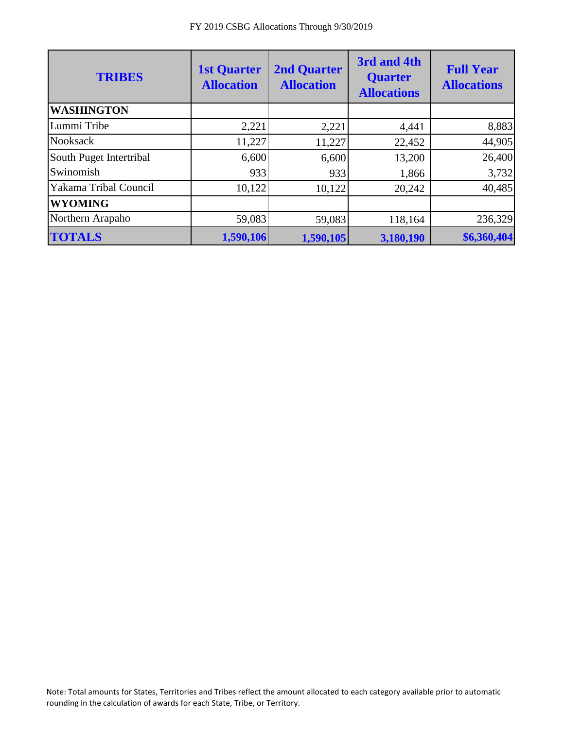FY 2019 CSBG Allocations Through 9/30/2019

| TRIBES | 1st Quarter Allocation | 2nd Quarter Allocation | 3rd and 4th Quarter Allocations | Full Year Allocations |
|---|---|---|---|---|
| **WASHINGTON** | | | | |
| Lummi Tribe | 2,221 | 2,221 | 4,441 | 8,883 |
| Nooksack | 11,227 | 11,227 | 22,452 | 44,905 |
| South Puget Intertribal | 6,600 | 6,600 | 13,200 | 26,400 |
| Swinomish | 933 | 933 | 1,866 | 3,732 |
| Yakama Tribal Council | 10,122 | 10,122 | 20,242 | 40,485 |
| **WYOMING** | | | | |
| Northern Arapaho | 59,083 | 59,083 | 118,164 | 236,329 |
| **TOTALS** | **1,590,106** | **1,590,105** | **3,180,190** | **$6,360,404** |

Note: Total amounts for States, Territories and Tribes reflect the amount allocated to each category available prior to automatic rounding in the calculation of awards for each State, Tribe, or Territory.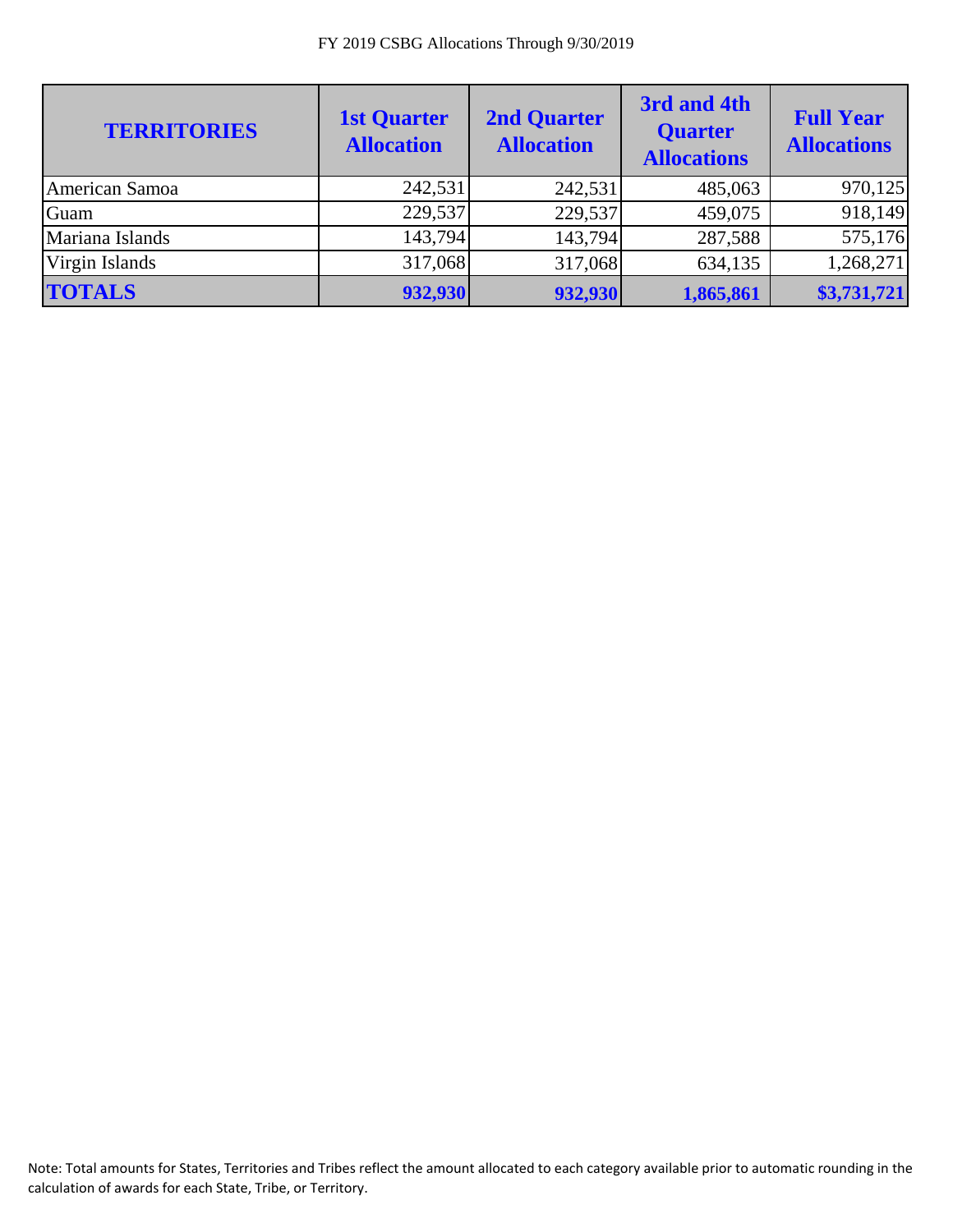FY 2019 CSBG Allocations Through 9/30/2019

| TERRITORIES | 1st Quarter Allocation | 2nd Quarter Allocation | 3rd and 4th Quarter Allocations | Full Year Allocations |
|---|---|---|---|---|
| American Samoa | 242,531 | 242,531 | 485,063 | 970,125 |
| Guam | 229,537 | 229,537 | 459,075 | 918,149 |
| Mariana Islands | 143,794 | 143,794 | 287,588 | 575,176 |
| Virgin Islands | 317,068 | 317,068 | 634,135 | 1,268,271 |
| **TOTALS** | **932,930** | **932,930** | **1,865,861** | **$3,731,721** |

Note: Total amounts for States, Territories and Tribes reflect the amount allocated to each category available prior to automatic rounding in the calculation of awards for each State, Tribe, or Territory.